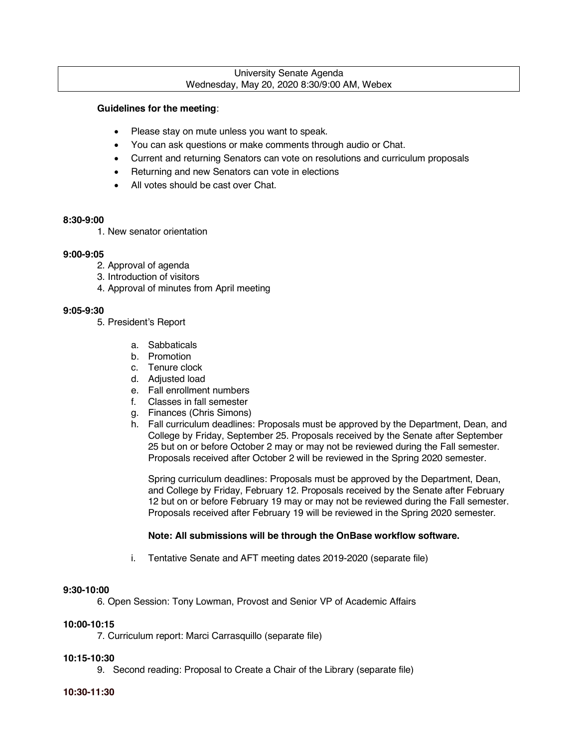University Senate Agenda
Wednesday, May 20, 2020 8:30/9:00 AM, Webex

**Guidelines for the meeting**:

- Please stay on mute unless you want to speak.
- You can ask questions or make comments through audio or Chat.
- Current and returning Senators can vote on resolutions and curriculum proposals
- Returning and new Senators can vote in elections
- All votes should be cast over Chat.

**8:30-9:00**

1. New senator orientation

**9:00-9:05**

2. Approval of agenda
3. Introduction of visitors
4. Approval of minutes from April meeting

**9:05-9:30**

5. President's Report

    a. Sabbaticals
    b. Promotion
    c. Tenure clock
    d. Adjusted load
    e. Fall enrollment numbers
    f. Classes in fall semester
    g. Finances (Chris Simons)
    h. Fall curriculum deadlines: Proposals must be approved by the Department, Dean, and College by Friday, September 25. Proposals received by the Senate after September 25 but on or before October 2 may or may not be reviewed during the Fall semester. Proposals received after October 2 will be reviewed in the Spring 2020 semester.

       Spring curriculum deadlines: Proposals must be approved by the Department, Dean, and College by Friday, February 12. Proposals received by the Senate after February 12 but on or before February 19 may or may not be reviewed during the Fall semester. Proposals received after February 19 will be reviewed in the Spring 2020 semester.

       **Note: All submissions will be through the OnBase workflow software.**

    i. Tentative Senate and AFT meeting dates 2019-2020 (separate file)

**9:30-10:00**

6. Open Session: Tony Lowman, Provost and Senior VP of Academic Affairs

**10:00-10:15**

7. Curriculum report: Marci Carrasquillo (separate file)

**10:15-10:30**

9. Second reading: Proposal to Create a Chair of the Library (separate file)

**10:30-11:30**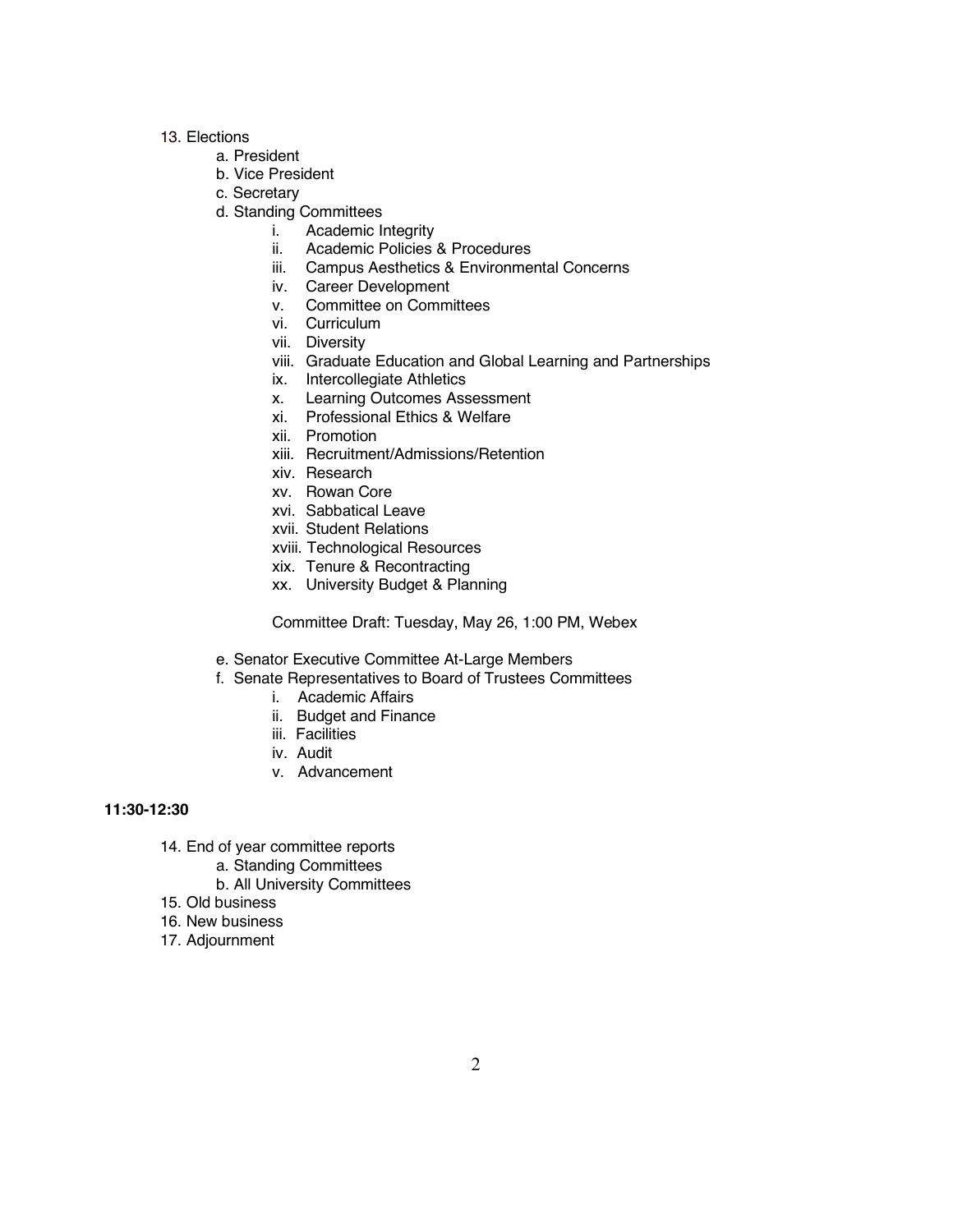13. Elections
    a. President
    b. Vice President
    c. Secretary
    d. Standing Committees
        i. Academic Integrity
        ii. Academic Policies & Procedures
        iii. Campus Aesthetics & Environmental Concerns
        iv. Career Development
        v. Committee on Committees
        vi. Curriculum
        vii. Diversity
        viii. Graduate Education and Global Learning and Partnerships
        ix. Intercollegiate Athletics
        x. Learning Outcomes Assessment
        xi. Professional Ethics & Welfare
        xii. Promotion
        xiii. Recruitment/Admissions/Retention
        xiv. Research
        xv. Rowan Core
        xvi. Sabbatical Leave
        xvii. Student Relations
        xviii. Technological Resources
        xix. Tenure & Recontracting
        xx. University Budget & Planning

        Committee Draft: Tuesday, May 26, 1:00 PM, Webex

    e. Senator Executive Committee At-Large Members
    f. Senate Representatives to Board of Trustees Committees
        i. Academic Affairs
        ii. Budget and Finance
        iii. Facilities
        iv. Audit
        v. Advancement

**11:30-12:30**

14. End of year committee reports
    a. Standing Committees
    b. All University Committees
15. Old business
16. New business
17. Adjournment